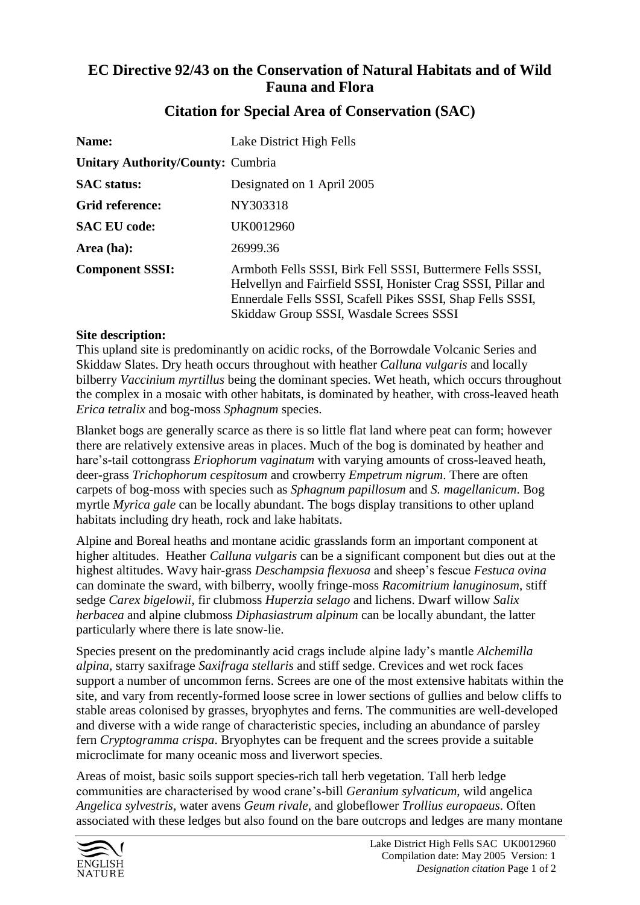# EC Directive 92/43 on the Conservation of Natural Habitats and of Wild Fauna and Flora

## Citation for Special Area of Conservation (SAC)

| | |
|---|---|
| **Name:** | Lake District High Fells |
| **Unitary Authority/County:** | Cumbria |
| **SAC status:** | Designated on 1 April 2005 |
| **Grid reference:** | NY303318 |
| **SAC EU code:** | UK0012960 |
| **Area (ha):** | 26999.36 |
| **Component SSSI:** | Armboth Fells SSSI, Birk Fell SSSI, Buttermere Fells SSSI, Helvellyn and Fairfield SSSI, Honister Crag SSSI, Pillar and Ennerdale Fells SSSI, Scafell Pikes SSSI, Shap Fells SSSI, Skiddaw Group SSSI, Wasdale Screes SSSI |

**Site description:**

This upland site is predominantly on acidic rocks, of the Borrowdale Volcanic Series and Skiddaw Slates. Dry heath occurs throughout with heather *Calluna vulgaris* and locally bilberry *Vaccinium myrtillus* being the dominant species. Wet heath, which occurs throughout the complex in a mosaic with other habitats, is dominated by heather, with cross-leaved heath *Erica tetralix* and bog-moss *Sphagnum* species.

Blanket bogs are generally scarce as there is so little flat land where peat can form; however there are relatively extensive areas in places. Much of the bog is dominated by heather and hare's-tail cottongrass *Eriophorum vaginatum* with varying amounts of cross-leaved heath, deer-grass *Trichophorum cespitosum* and crowberry *Empetrum nigrum*. There are often carpets of bog-moss with species such as *Sphagnum papillosum* and *S. magellanicum*. Bog myrtle *Myrica gale* can be locally abundant. The bogs display transitions to other upland habitats including dry heath, rock and lake habitats.

Alpine and Boreal heaths and montane acidic grasslands form an important component at higher altitudes. Heather *Calluna vulgaris* can be a significant component but dies out at the highest altitudes. Wavy hair-grass *Deschampsia flexuosa* and sheep's fescue *Festuca ovina* can dominate the sward, with bilberry, woolly fringe-moss *Racomitrium lanuginosum*, stiff sedge *Carex bigelowii*, fir clubmoss *Huperzia selago* and lichens. Dwarf willow *Salix herbacea* and alpine clubmoss *Diphasiastrum alpinum* can be locally abundant, the latter particularly where there is late snow-lie.

Species present on the predominantly acid crags include alpine lady's mantle *Alchemilla alpina*, starry saxifrage *Saxifraga stellaris* and stiff sedge. Crevices and wet rock faces support a number of uncommon ferns. Screes are one of the most extensive habitats within the site, and vary from recently-formed loose scree in lower sections of gullies and below cliffs to stable areas colonised by grasses, bryophytes and ferns. The communities are well-developed and diverse with a wide range of characteristic species, including an abundance of parsley fern *Cryptogramma crispa*. Bryophytes can be frequent and the screes provide a suitable microclimate for many oceanic moss and liverwort species.

Areas of moist, basic soils support species-rich tall herb vegetation. Tall herb ledge communities are characterised by wood crane's-bill *Geranium sylvaticum*, wild angelica *Angelica sylvestris*, water avens *Geum rivale*, and globeflower *Trollius europaeus*. Often associated with these ledges but also found on the bare outcrops and ledges are many montane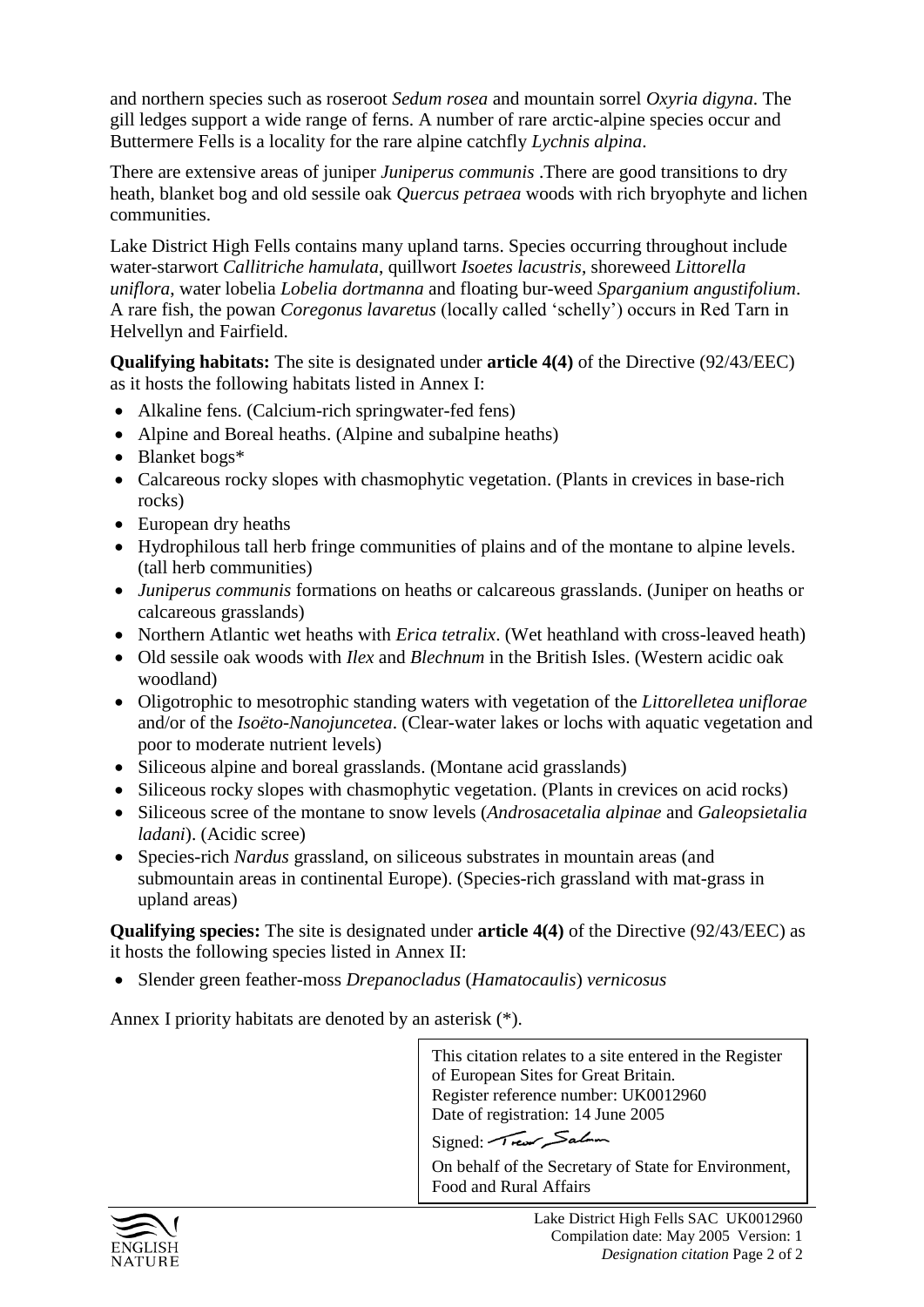and northern species such as roseroot *Sedum rosea* and mountain sorrel *Oxyria digyna*. The gill ledges support a wide range of ferns. A number of rare arctic-alpine species occur and Buttermere Fells is a locality for the rare alpine catchfly *Lychnis alpina*.

There are extensive areas of juniper *Juniperus communis* .There are good transitions to dry heath, blanket bog and old sessile oak *Quercus petraea* woods with rich bryophyte and lichen communities.

Lake District High Fells contains many upland tarns. Species occurring throughout include water-starwort *Callitriche hamulata*, quillwort *Isoetes lacustris*, shoreweed *Littorella uniflora*, water lobelia *Lobelia dortmanna* and floating bur-weed *Sparganium angustifolium*. A rare fish, the powan *Coregonus lavaretus* (locally called 'schelly') occurs in Red Tarn in Helvellyn and Fairfield.

**Qualifying habitats:** The site is designated under **article 4(4)** of the Directive (92/43/EEC) as it hosts the following habitats listed in Annex I:

- Alkaline fens. (Calcium-rich springwater-fed fens)
- Alpine and Boreal heaths. (Alpine and subalpine heaths)
- Blanket bogs*
- Calcareous rocky slopes with chasmophytic vegetation. (Plants in crevices in base-rich rocks)
- European dry heaths
- Hydrophilous tall herb fringe communities of plains and of the montane to alpine levels. (tall herb communities)
- *Juniperus communis* formations on heaths or calcareous grasslands. (Juniper on heaths or calcareous grasslands)
- Northern Atlantic wet heaths with *Erica tetralix*. (Wet heathland with cross-leaved heath)
- Old sessile oak woods with *Ilex* and *Blechnum* in the British Isles. (Western acidic oak woodland)
- Oligotrophic to mesotrophic standing waters with vegetation of the *Littorelletea uniflorae* and/or of the *Isoëto-Nanojuncetea*. (Clear-water lakes or lochs with aquatic vegetation and poor to moderate nutrient levels)
- Siliceous alpine and boreal grasslands. (Montane acid grasslands)
- Siliceous rocky slopes with chasmophytic vegetation. (Plants in crevices on acid rocks)
- Siliceous scree of the montane to snow levels (*Androsacetalia alpinae* and *Galeopsietalia ladani*). (Acidic scree)
- Species-rich *Nardus* grassland, on siliceous substrates in mountain areas (and submountain areas in continental Europe). (Species-rich grassland with mat-grass in upland areas)

**Qualifying species:** The site is designated under **article 4(4)** of the Directive (92/43/EEC) as it hosts the following species listed in Annex II:

- Slender green feather-moss *Drepanocladus* (*Hamatocaulis*) *vernicosus*

Annex I priority habitats are denoted by an asterisk (*).

This citation relates to a site entered in the Register of European Sites for Great Britain.
Register reference number: UK0012960
Date of registration: 14 June 2005
Signed: Trevor Salmon
On behalf of the Secretary of State for Environment, Food and Rural Affairs

Lake District High Fells SAC UK0012960
Compilation date: May 2005 Version: 1
*Designation citation*